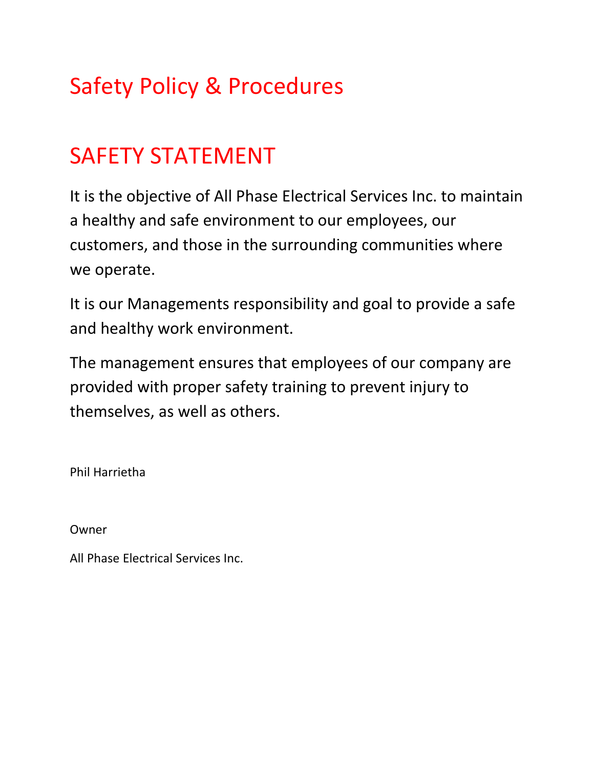# Safety Policy & Procedures

# SAFETY STATEMENT

It is the objective of All Phase Electrical Services Inc. to maintain a healthy and safe environment to our employees, our customers, and those in the surrounding communities where we operate.

It is our Managements responsibility and goal to provide a safe and healthy work environment.

The management ensures that employees of our company are provided with proper safety training to prevent injury to themselves, as well as others.

Phil Harrietha

Owner

All Phase Electrical Services Inc.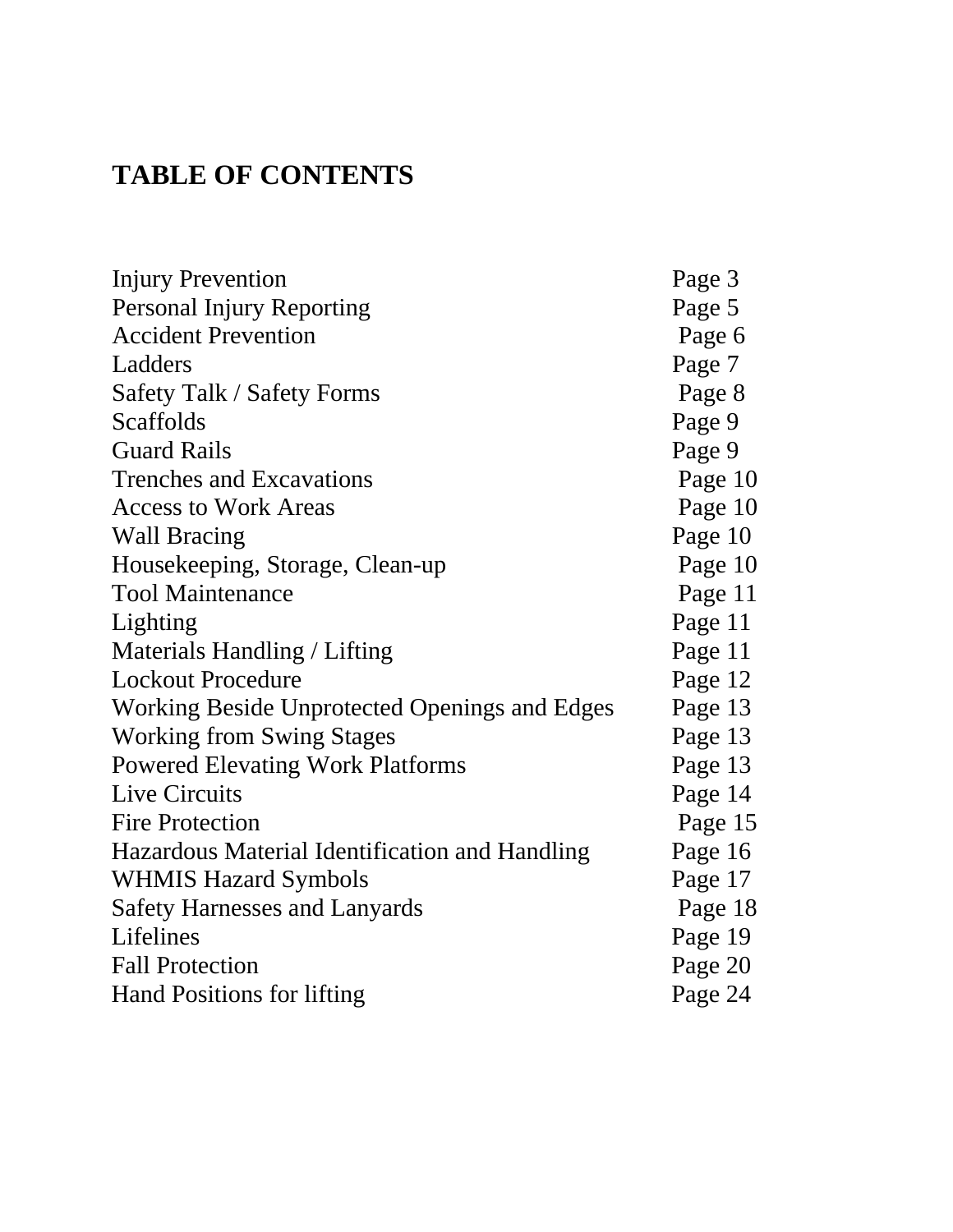# TABLE OF CONTENTS

| | |
|---|---|
| Injury Prevention | Page 3 |
| Personal Injury Reporting | Page 5 |
| Accident Prevention | Page 6 |
| Ladders | Page 7 |
| Safety Talk / Safety Forms | Page 8 |
| Scaffolds | Page 9 |
| Guard Rails | Page 9 |
| Trenches and Excavations | Page 10 |
| Access to Work Areas | Page 10 |
| Wall Bracing | Page 10 |
| Housekeeping, Storage, Clean-up | Page 10 |
| Tool Maintenance | Page 11 |
| Lighting | Page 11 |
| Materials Handling / Lifting | Page 11 |
| Lockout Procedure | Page 12 |
| Working Beside Unprotected Openings and Edges | Page 13 |
| Working from Swing Stages | Page 13 |
| Powered Elevating Work Platforms | Page 13 |
| Live Circuits | Page 14 |
| Fire Protection | Page 15 |
| Hazardous Material Identification and Handling | Page 16 |
| WHMIS Hazard Symbols | Page 17 |
| Safety Harnesses and Lanyards | Page 18 |
| Lifelines | Page 19 |
| Fall Protection | Page 20 |
| Hand Positions for lifting | Page 24 |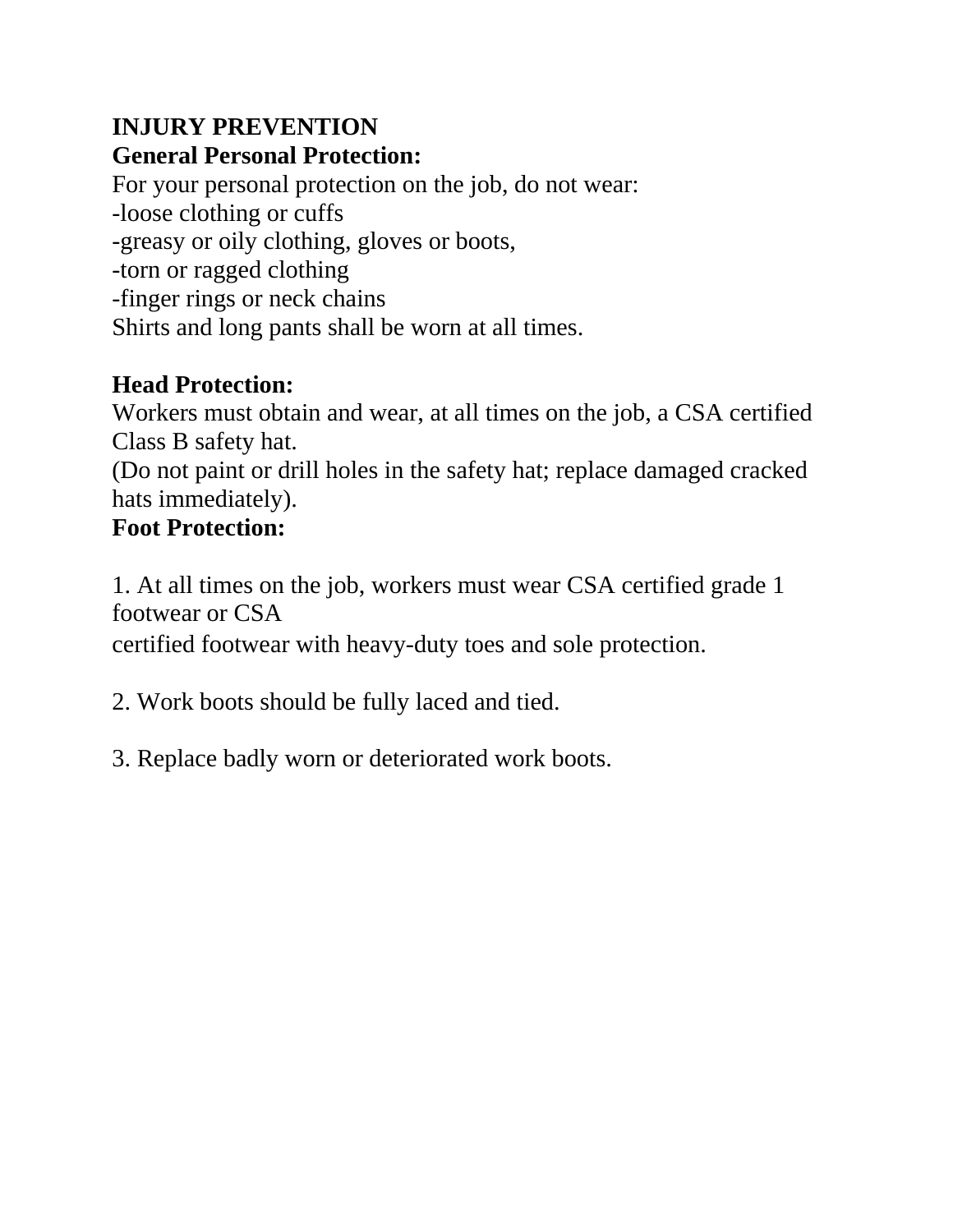**INJURY PREVENTION**

**General Personal Protection:**

For your personal protection on the job, do not wear:

-loose clothing or cuffs

-greasy or oily clothing, gloves or boots,

-torn or ragged clothing

-finger rings or neck chains

Shirts and long pants shall be worn at all times.

**Head Protection:**

Workers must obtain and wear, at all times on the job, a CSA certified Class B safety hat.

(Do not paint or drill holes in the safety hat; replace damaged cracked hats immediately).

**Foot Protection:**

1. At all times on the job, workers must wear CSA certified grade 1 footwear or CSA certified footwear with heavy-duty toes and sole protection.

2. Work boots should be fully laced and tied.

3. Replace badly worn or deteriorated work boots.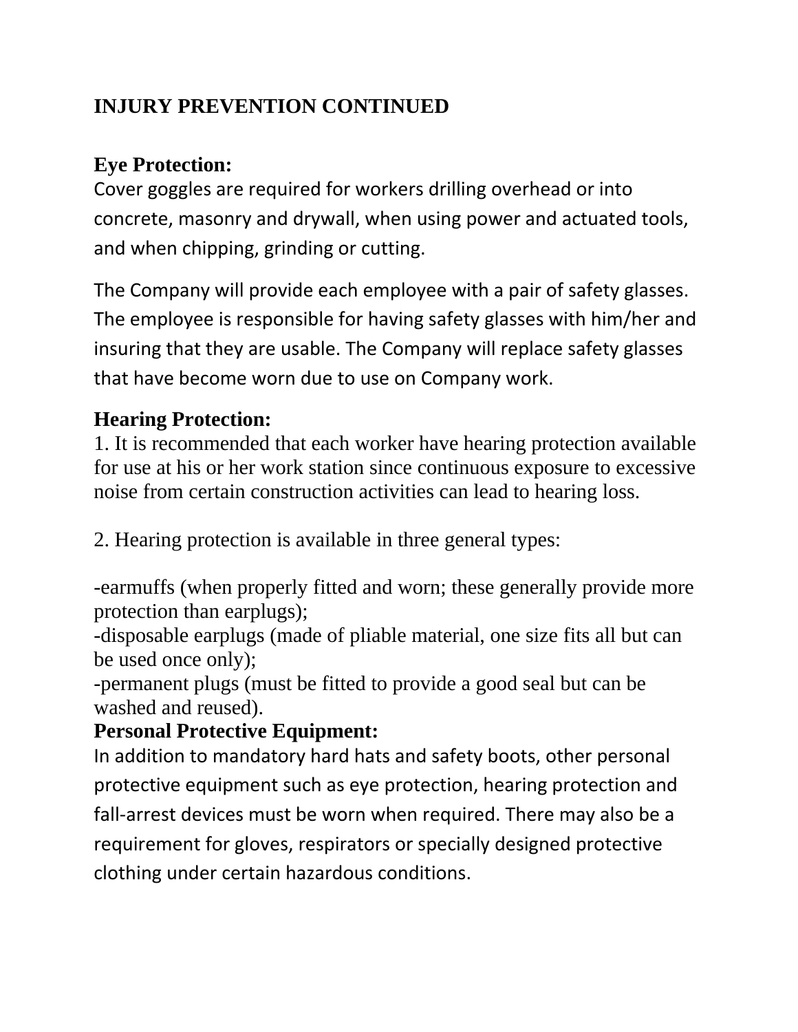## INJURY PREVENTION CONTINUED

### Eye Protection:

Cover goggles are required for workers drilling overhead or into concrete, masonry and drywall, when using power and actuated tools, and when chipping, grinding or cutting.

The Company will provide each employee with a pair of safety glasses. The employee is responsible for having safety glasses with him/her and insuring that they are usable. The Company will replace safety glasses that have become worn due to use on Company work.

### Hearing Protection:

1. It is recommended that each worker have hearing protection available for use at his or her work station since continuous exposure to excessive noise from certain construction activities can lead to hearing loss.

2. Hearing protection is available in three general types:

-earmuffs (when properly fitted and worn; these generally provide more protection than earplugs);
-disposable earplugs (made of pliable material, one size fits all but can be used once only);
-permanent plugs (must be fitted to provide a good seal but can be washed and reused).

### Personal Protective Equipment:

In addition to mandatory hard hats and safety boots, other personal protective equipment such as eye protection, hearing protection and fall-arrest devices must be worn when required. There may also be a requirement for gloves, respirators or specially designed protective clothing under certain hazardous conditions.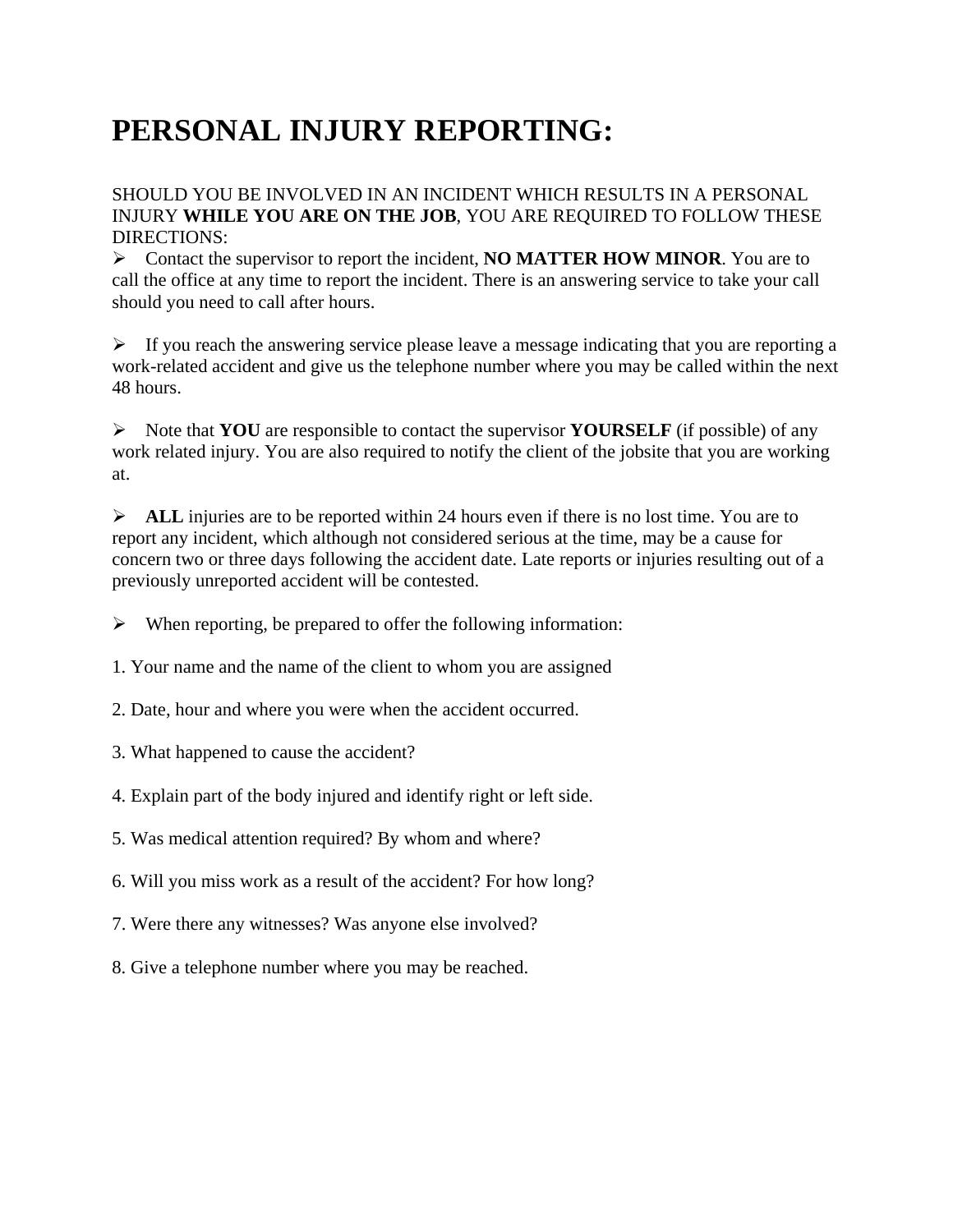# PERSONAL INJURY REPORTING:

SHOULD YOU BE INVOLVED IN AN INCIDENT WHICH RESULTS IN A PERSONAL INJURY **WHILE YOU ARE ON THE JOB**, YOU ARE REQUIRED TO FOLLOW THESE DIRECTIONS:

- Contact the supervisor to report the incident, **NO MATTER HOW MINOR**. You are to call the office at any time to report the incident. There is an answering service to take your call should you need to call after hours.

- If you reach the answering service please leave a message indicating that you are reporting a work-related accident and give us the telephone number where you may be called within the next 48 hours.

- Note that **YOU** are responsible to contact the supervisor **YOURSELF** (if possible) of any work related injury. You are also required to notify the client of the jobsite that you are working at.

- **ALL** injuries are to be reported within 24 hours even if there is no lost time. You are to report any incident, which although not considered serious at the time, may be a cause for concern two or three days following the accident date. Late reports or injuries resulting out of a previously unreported accident will be contested.

- When reporting, be prepared to offer the following information:

1. Your name and the name of the client to whom you are assigned

2. Date, hour and where you were when the accident occurred.

3. What happened to cause the accident?

4. Explain part of the body injured and identify right or left side.

5. Was medical attention required? By whom and where?

6. Will you miss work as a result of the accident? For how long?

7. Were there any witnesses? Was anyone else involved?

8. Give a telephone number where you may be reached.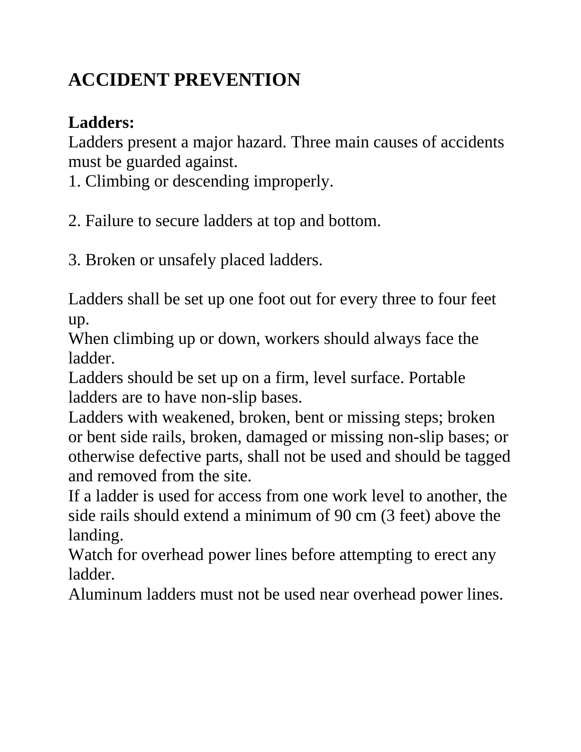# ACCIDENT PREVENTION

**Ladders:**

Ladders present a major hazard. Three main causes of accidents must be guarded against.

1. Climbing or descending improperly.

2. Failure to secure ladders at top and bottom.

3. Broken or unsafely placed ladders.

Ladders shall be set up one foot out for every three to four feet up.

When climbing up or down, workers should always face the ladder.

Ladders should be set up on a firm, level surface. Portable ladders are to have non-slip bases.

Ladders with weakened, broken, bent or missing steps; broken or bent side rails, broken, damaged or missing non-slip bases; or otherwise defective parts, shall not be used and should be tagged and removed from the site.

If a ladder is used for access from one work level to another, the side rails should extend a minimum of 90 cm (3 feet) above the landing.

Watch for overhead power lines before attempting to erect any ladder.

Aluminum ladders must not be used near overhead power lines.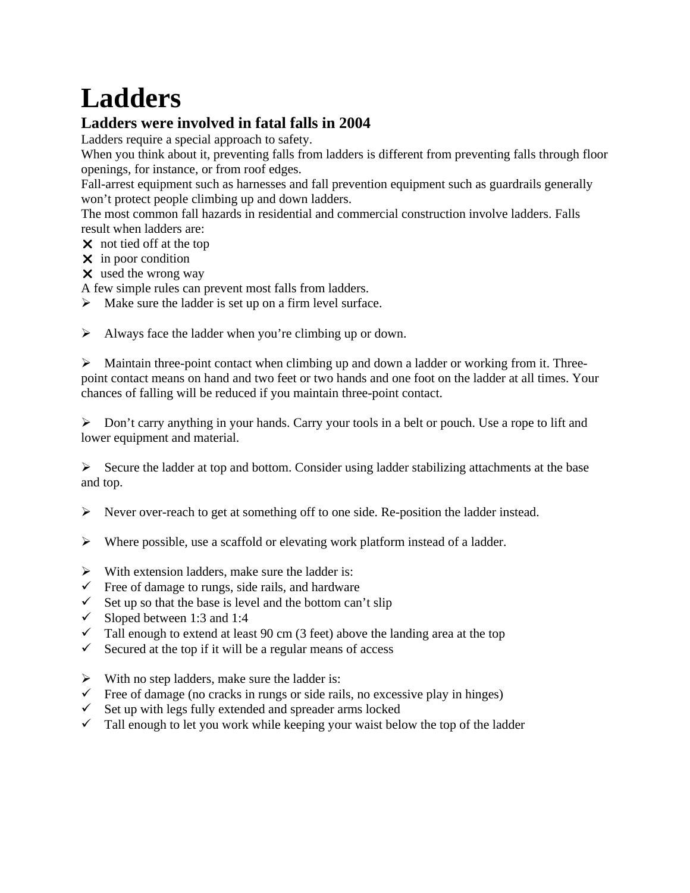# Ladders

## Ladders were involved in fatal falls in 2004

Ladders require a special approach to safety.

When you think about it, preventing falls from ladders is different from preventing falls through floor openings, for instance, or from roof edges.

Fall-arrest equipment such as harnesses and fall prevention equipment such as guardrails generally won't protect people climbing up and down ladders.

The most common fall hazards in residential and commercial construction involve ladders. Falls result when ladders are:

- ✗ not tied off at the top
- ✗ in poor condition
- ✗ used the wrong way

A few simple rules can prevent most falls from ladders.

- ➢ Make sure the ladder is set up on a firm level surface.

- ➢ Always face the ladder when you're climbing up or down.

- ➢ Maintain three-point contact when climbing up and down a ladder or working from it. Three-point contact means on hand and two feet or two hands and one foot on the ladder at all times. Your chances of falling will be reduced if you maintain three-point contact.

- ➢ Don't carry anything in your hands. Carry your tools in a belt or pouch. Use a rope to lift and lower equipment and material.

- ➢ Secure the ladder at top and bottom. Consider using ladder stabilizing attachments at the base and top.

- ➢ Never over-reach to get at something off to one side. Re-position the ladder instead.

- ➢ Where possible, use a scaffold or elevating work platform instead of a ladder.

- ➢ With extension ladders, make sure the ladder is:
  - ✓ Free of damage to rungs, side rails, and hardware
  - ✓ Set up so that the base is level and the bottom can't slip
  - ✓ Sloped between 1:3 and 1:4
  - ✓ Tall enough to extend at least 90 cm (3 feet) above the landing area at the top
  - ✓ Secured at the top if it will be a regular means of access

- ➢ With no step ladders, make sure the ladder is:
  - ✓ Free of damage (no cracks in rungs or side rails, no excessive play in hinges)
  - ✓ Set up with legs fully extended and spreader arms locked
  - ✓ Tall enough to let you work while keeping your waist below the top of the ladder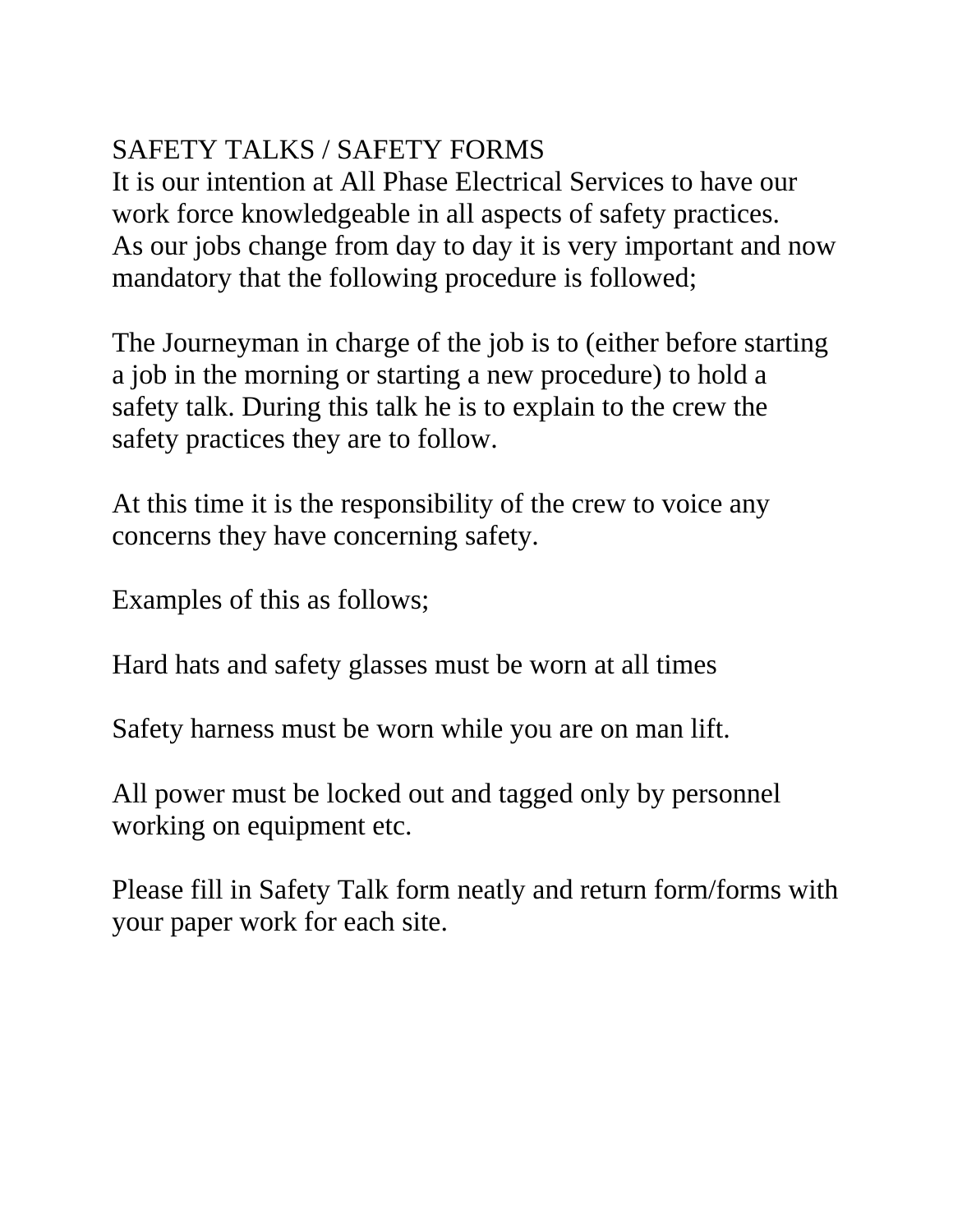# SAFETY TALKS / SAFETY FORMS

It is our intention at All Phase Electrical Services to have our work force knowledgeable in all aspects of safety practices. As our jobs change from day to day it is very important and now mandatory that the following procedure is followed;

The Journeyman in charge of the job is to (either before starting a job in the morning or starting a new procedure) to hold a safety talk. During this talk he is to explain to the crew the safety practices they are to follow.

At this time it is the responsibility of the crew to voice any concerns they have concerning safety.

Examples of this as follows;

Hard hats and safety glasses must be worn at all times

Safety harness must be worn while you are on man lift.

All power must be locked out and tagged only by personnel working on equipment etc.

Please fill in Safety Talk form neatly and return form/forms with your paper work for each site.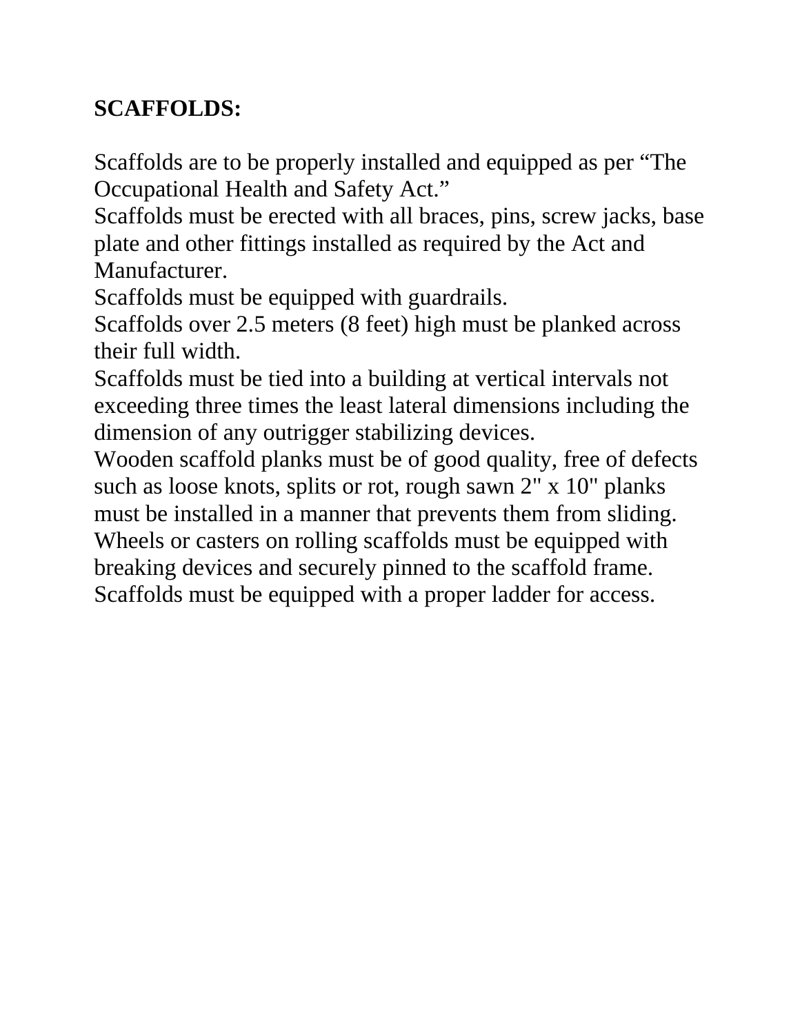**SCAFFOLDS:**

Scaffolds are to be properly installed and equipped as per "The Occupational Health and Safety Act."
Scaffolds must be erected with all braces, pins, screw jacks, base plate and other fittings installed as required by the Act and Manufacturer.
Scaffolds must be equipped with guardrails.
Scaffolds over 2.5 meters (8 feet) high must be planked across their full width.
Scaffolds must be tied into a building at vertical intervals not exceeding three times the least lateral dimensions including the dimension of any outrigger stabilizing devices.
Wooden scaffold planks must be of good quality, free of defects such as loose knots, splits or rot, rough sawn 2" x 10" planks must be installed in a manner that prevents them from sliding.
Wheels or casters on rolling scaffolds must be equipped with breaking devices and securely pinned to the scaffold frame.
Scaffolds must be equipped with a proper ladder for access.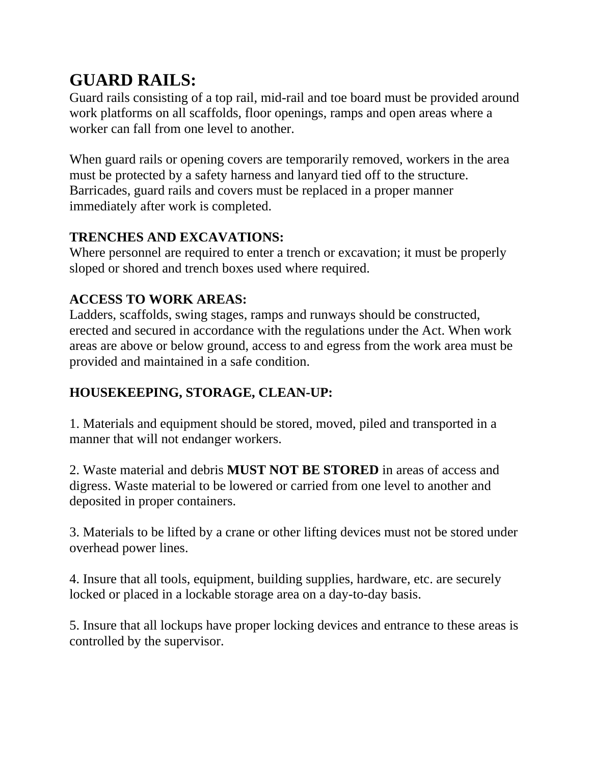## GUARD RAILS:

Guard rails consisting of a top rail, mid-rail and toe board must be provided around work platforms on all scaffolds, floor openings, ramps and open areas where a worker can fall from one level to another.

When guard rails or opening covers are temporarily removed, workers in the area must be protected by a safety harness and lanyard tied off to the structure. Barricades, guard rails and covers must be replaced in a proper manner immediately after work is completed.

**TRENCHES AND EXCAVATIONS:**

Where personnel are required to enter a trench or excavation; it must be properly sloped or shored and trench boxes used where required.

**ACCESS TO WORK AREAS:**

Ladders, scaffolds, swing stages, ramps and runways should be constructed, erected and secured in accordance with the regulations under the Act. When work areas are above or below ground, access to and egress from the work area must be provided and maintained in a safe condition.

**HOUSEKEEPING, STORAGE, CLEAN-UP:**

1. Materials and equipment should be stored, moved, piled and transported in a manner that will not endanger workers.

2. Waste material and debris **MUST NOT BE STORED** in areas of access and digress. Waste material to be lowered or carried from one level to another and deposited in proper containers.

3. Materials to be lifted by a crane or other lifting devices must not be stored under overhead power lines.

4. Insure that all tools, equipment, building supplies, hardware, etc. are securely locked or placed in a lockable storage area on a day-to-day basis.

5. Insure that all lockups have proper locking devices and entrance to these areas is controlled by the supervisor.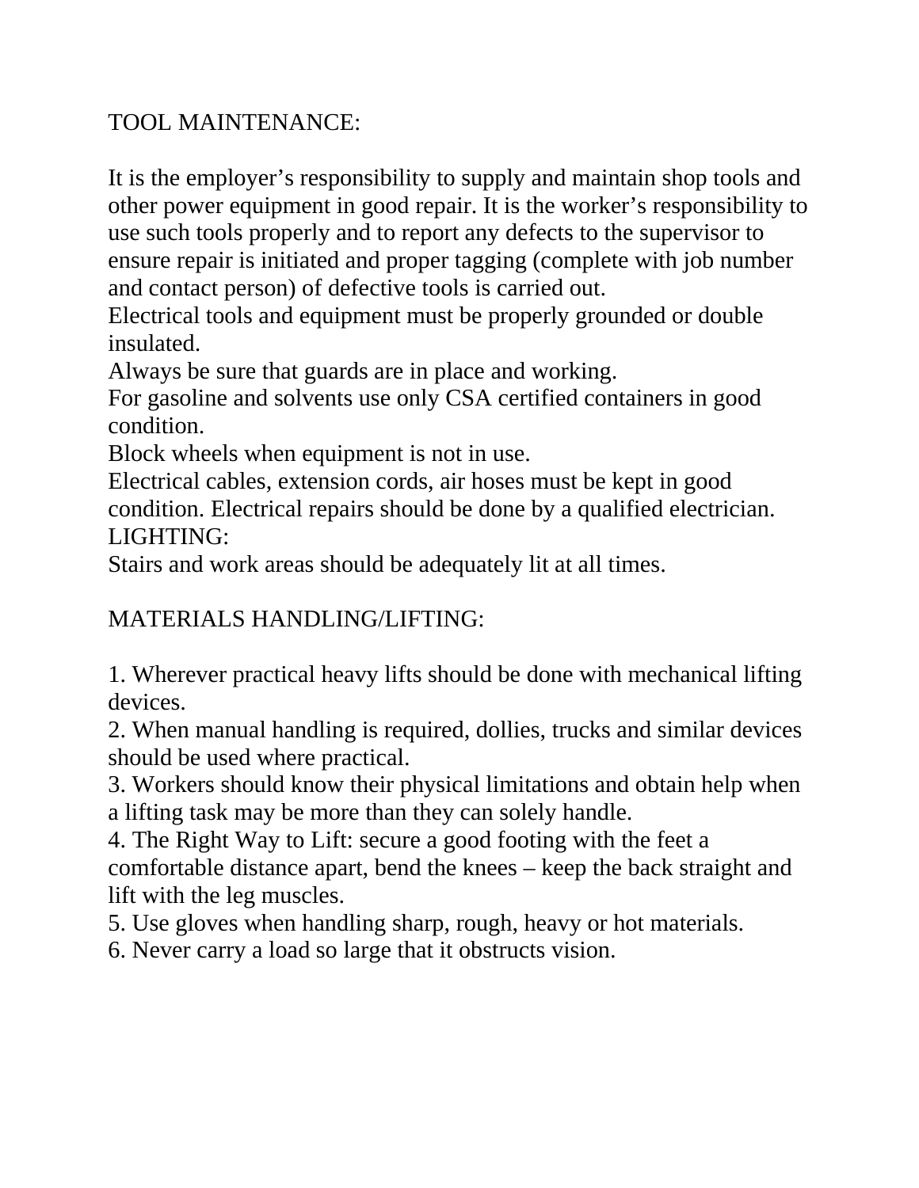## TOOL MAINTENANCE:

It is the employer's responsibility to supply and maintain shop tools and other power equipment in good repair. It is the worker's responsibility to use such tools properly and to report any defects to the supervisor to ensure repair is initiated and proper tagging (complete with job number and contact person) of defective tools is carried out.

Electrical tools and equipment must be properly grounded or double insulated.

Always be sure that guards are in place and working.

For gasoline and solvents use only CSA certified containers in good condition.

Block wheels when equipment is not in use.

Electrical cables, extension cords, air hoses must be kept in good condition. Electrical repairs should be done by a qualified electrician.

## LIGHTING:

Stairs and work areas should be adequately lit at all times.

## MATERIALS HANDLING/LIFTING:

1. Wherever practical heavy lifts should be done with mechanical lifting devices.
2. When manual handling is required, dollies, trucks and similar devices should be used where practical.
3. Workers should know their physical limitations and obtain help when a lifting task may be more than they can solely handle.
4. The Right Way to Lift: secure a good footing with the feet a comfortable distance apart, bend the knees – keep the back straight and lift with the leg muscles.
5. Use gloves when handling sharp, rough, heavy or hot materials.
6. Never carry a load so large that it obstructs vision.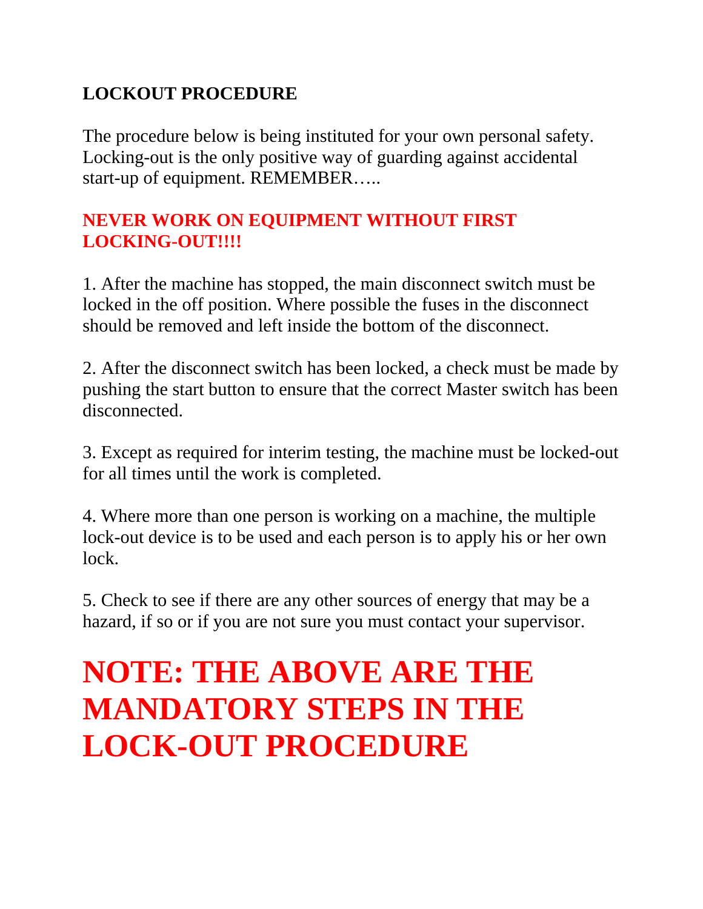# LOCKOUT PROCEDURE

The procedure below is being instituted for your own personal safety. Locking-out is the only positive way of guarding against accidental start-up of equipment. REMEMBER…..

**NEVER WORK ON EQUIPMENT WITHOUT FIRST LOCKING-OUT!!!!**

1. After the machine has stopped, the main disconnect switch must be locked in the off position. Where possible the fuses in the disconnect should be removed and left inside the bottom of the disconnect.

2. After the disconnect switch has been locked, a check must be made by pushing the start button to ensure that the correct Master switch has been disconnected.

3. Except as required for interim testing, the machine must be locked-out for all times until the work is completed.

4. Where more than one person is working on a machine, the multiple lock-out device is to be used and each person is to apply his or her own lock.

5. Check to see if there are any other sources of energy that may be a hazard, if so or if you are not sure you must contact your supervisor.

# NOTE: THE ABOVE ARE THE MANDATORY STEPS IN THE LOCK-OUT PROCEDURE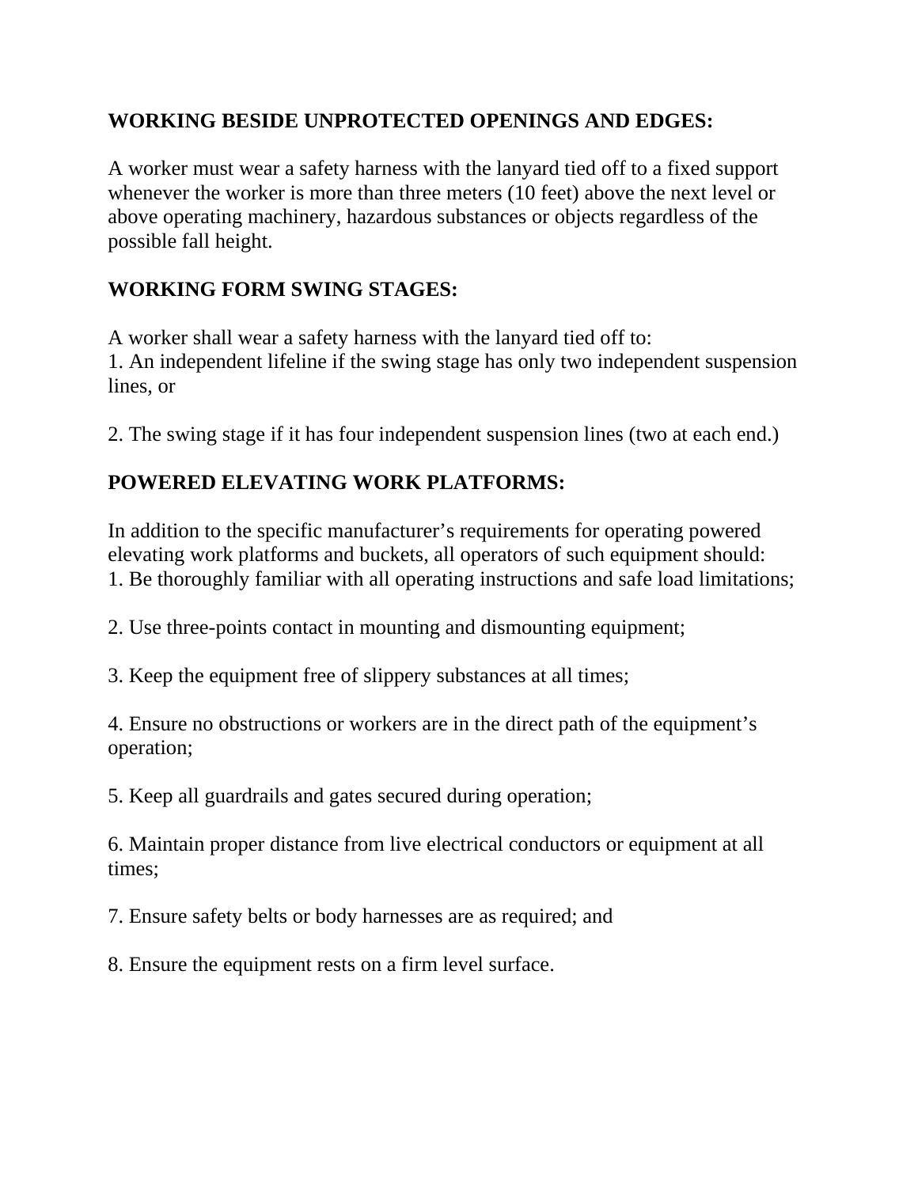**WORKING BESIDE UNPROTECTED OPENINGS AND EDGES:**

A worker must wear a safety harness with the lanyard tied off to a fixed support whenever the worker is more than three meters (10 feet) above the next level or above operating machinery, hazardous substances or objects regardless of the possible fall height.

**WORKING FORM SWING STAGES:**

A worker shall wear a safety harness with the lanyard tied off to:

1. An independent lifeline if the swing stage has only two independent suspension lines, or

2. The swing stage if it has four independent suspension lines (two at each end.)

**POWERED ELEVATING WORK PLATFORMS:**

In addition to the specific manufacturer's requirements for operating powered elevating work platforms and buckets, all operators of such equipment should:

1. Be thoroughly familiar with all operating instructions and safe load limitations;

2. Use three-points contact in mounting and dismounting equipment;

3. Keep the equipment free of slippery substances at all times;

4. Ensure no obstructions or workers are in the direct path of the equipment's operation;

5. Keep all guardrails and gates secured during operation;

6. Maintain proper distance from live electrical conductors or equipment at all times;

7. Ensure safety belts or body harnesses are as required; and

8. Ensure the equipment rests on a firm level surface.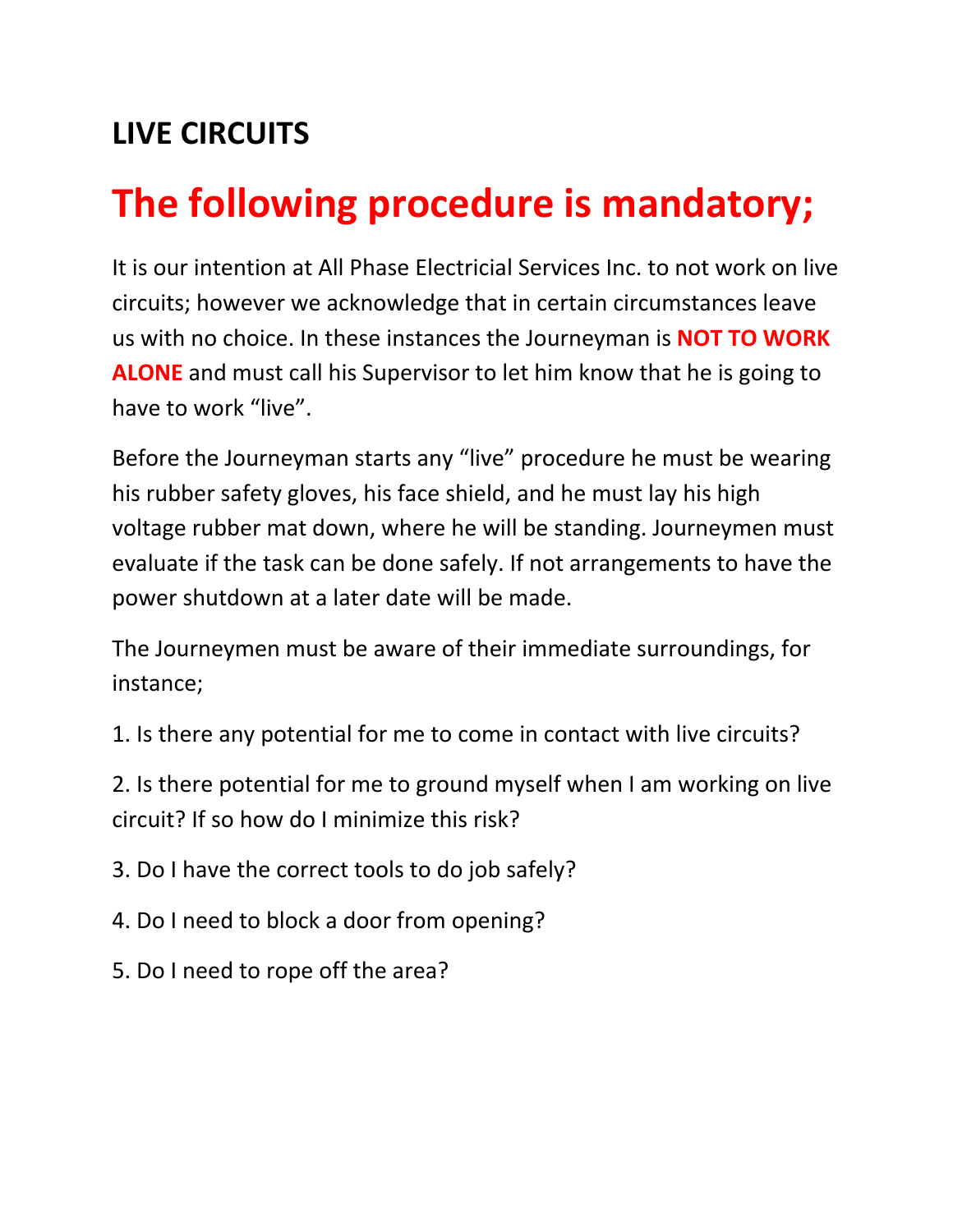## LIVE CIRCUITS

# The following procedure is mandatory;

It is our intention at All Phase Electricial Services Inc. to not work on live circuits; however we acknowledge that in certain circumstances leave us with no choice. In these instances the Journeyman is **NOT TO WORK ALONE** and must call his Supervisor to let him know that he is going to have to work "live".

Before the Journeyman starts any "live" procedure he must be wearing his rubber safety gloves, his face shield, and he must lay his high voltage rubber mat down, where he will be standing. Journeymen must evaluate if the task can be done safely. If not arrangements to have the power shutdown at a later date will be made.

The Journeymen must be aware of their immediate surroundings, for instance;

1. Is there any potential for me to come in contact with live circuits?
2. Is there potential for me to ground myself when I am working on live circuit? If so how do I minimize this risk?
3. Do I have the correct tools to do job safely?
4. Do I need to block a door from opening?
5. Do I need to rope off the area?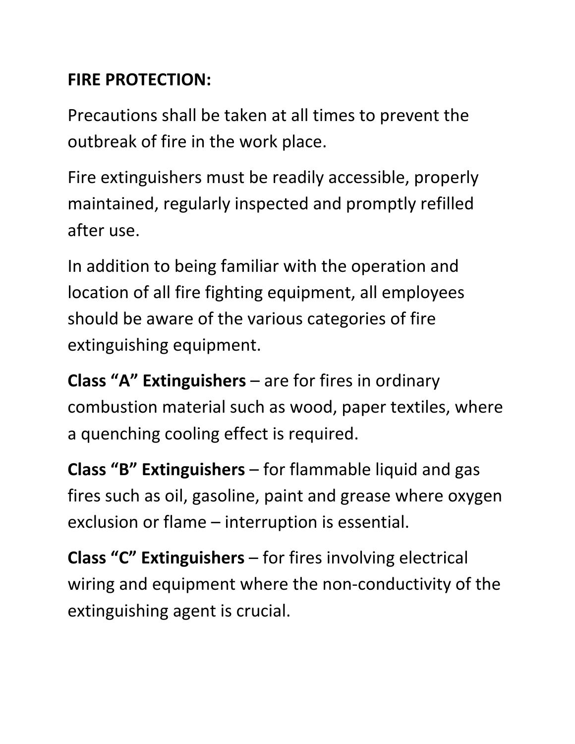**FIRE PROTECTION:**

Precautions shall be taken at all times to prevent the outbreak of fire in the work place.

Fire extinguishers must be readily accessible, properly maintained, regularly inspected and promptly refilled after use.

In addition to being familiar with the operation and location of all fire fighting equipment, all employees should be aware of the various categories of fire extinguishing equipment.

**Class "A" Extinguishers** – are for fires in ordinary combustion material such as wood, paper textiles, where a quenching cooling effect is required.

**Class "B" Extinguishers** – for flammable liquid and gas fires such as oil, gasoline, paint and grease where oxygen exclusion or flame – interruption is essential.

**Class "C" Extinguishers** – for fires involving electrical wiring and equipment where the non-conductivity of the extinguishing agent is crucial.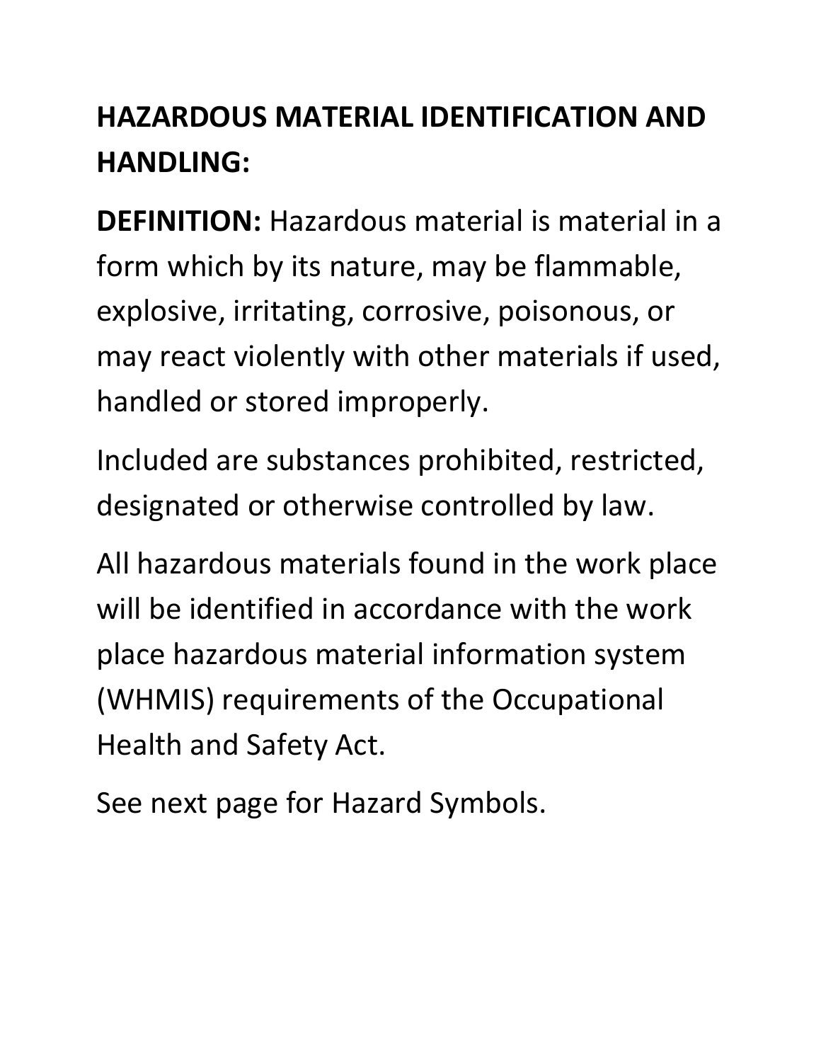## HAZARDOUS MATERIAL IDENTIFICATION AND HANDLING:

**DEFINITION:** Hazardous material is material in a form which by its nature, may be flammable, explosive, irritating, corrosive, poisonous, or may react violently with other materials if used, handled or stored improperly.

Included are substances prohibited, restricted, designated or otherwise controlled by law.

All hazardous materials found in the work place will be identified in accordance with the work place hazardous material information system (WHMIS) requirements of the Occupational Health and Safety Act.

See next page for Hazard Symbols.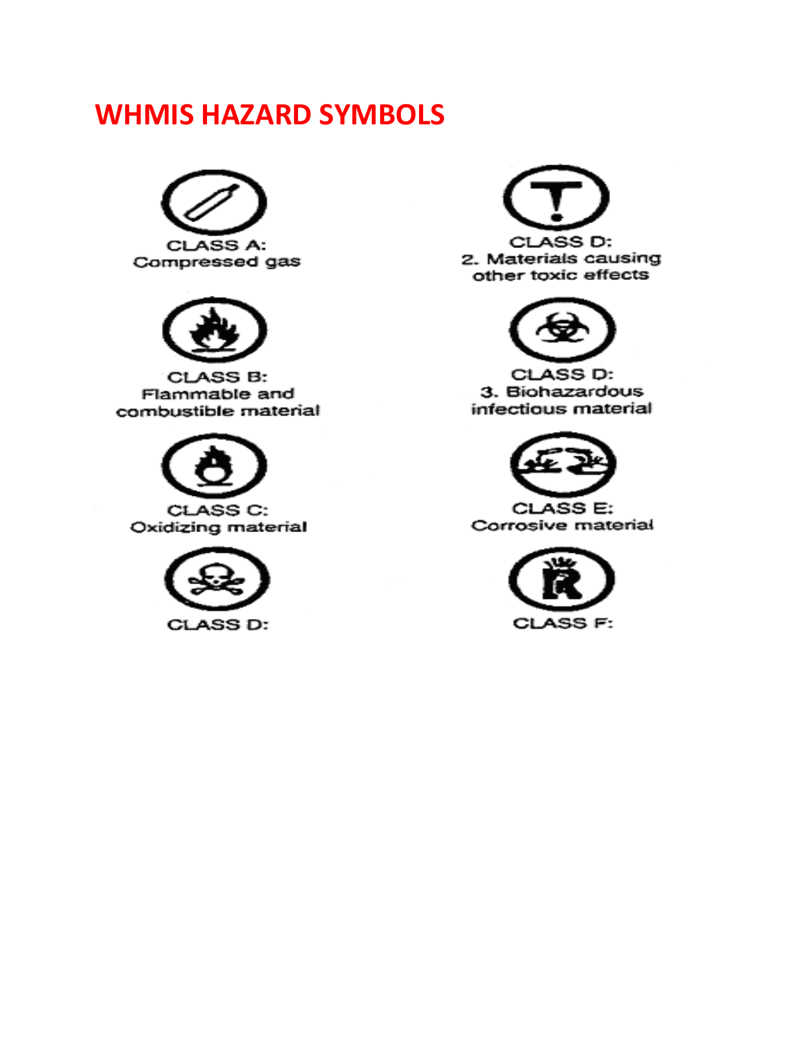# WHMIS HAZARD SYMBOLS

CLASS A:
Compressed gas

CLASS B:
Flammable and combustible material

CLASS C:
Oxidizing material

CLASS D:

CLASS D:
2. Materials causing other toxic effects

CLASS D:
3. Biohazardous infectious material

CLASS E:
Corrosive material

CLASS F: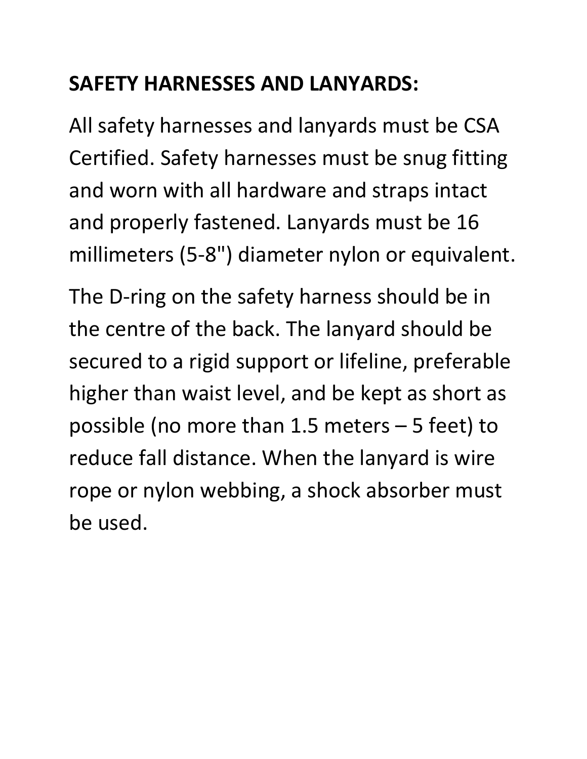**SAFETY HARNESSES AND LANYARDS:**

All safety harnesses and lanyards must be CSA Certified. Safety harnesses must be snug fitting and worn with all hardware and straps intact and properly fastened. Lanyards must be 16 millimeters (5-8") diameter nylon or equivalent.

The D-ring on the safety harness should be in the centre of the back. The lanyard should be secured to a rigid support or lifeline, preferable higher than waist level, and be kept as short as possible (no more than 1.5 meters – 5 feet) to reduce fall distance. When the lanyard is wire rope or nylon webbing, a shock absorber must be used.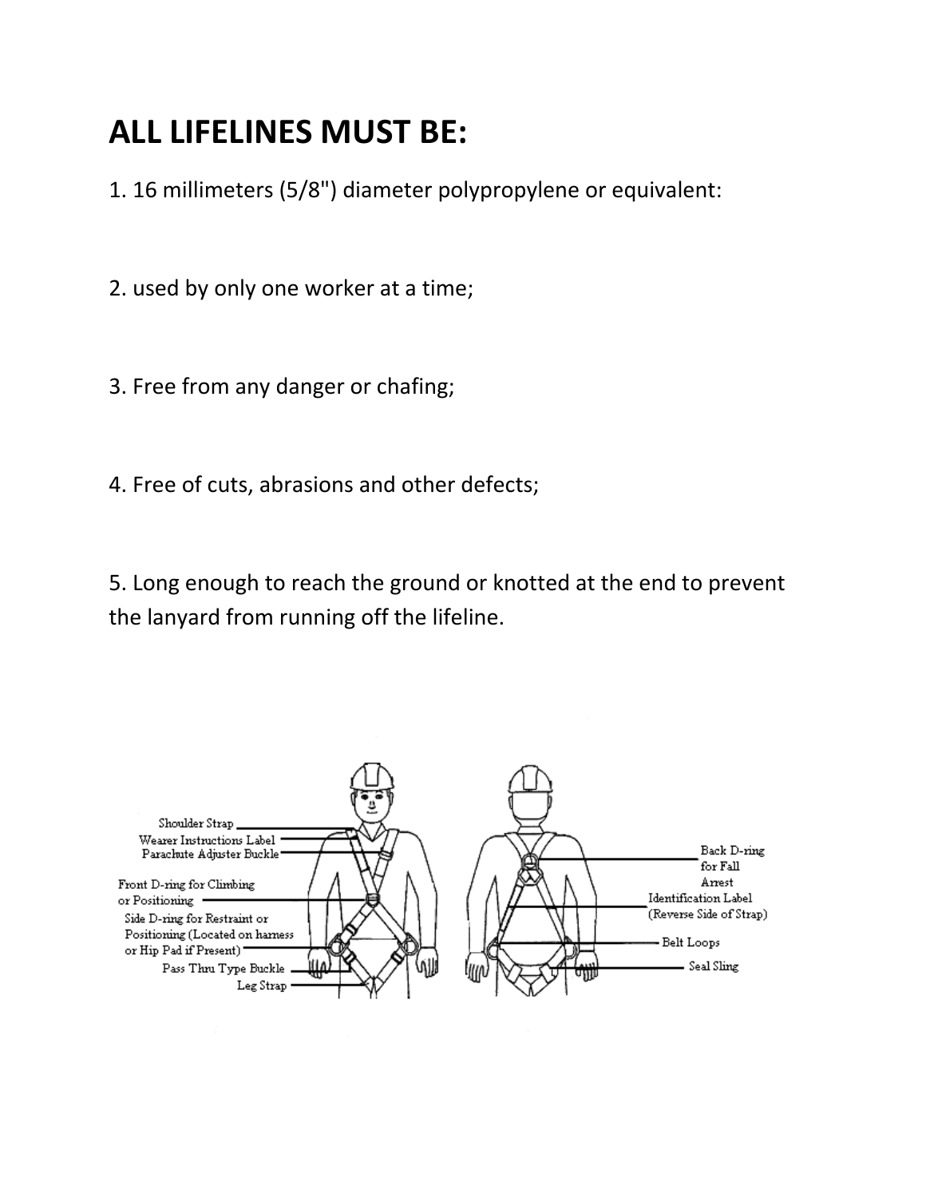# ALL LIFELINES MUST BE:

1. 16 millimeters (5/8") diameter polypropylene or equivalent:

2. used by only one worker at a time;

3. Free from any danger or chafing;

4. Free of cuts, abrasions and other defects;

5. Long enough to reach the ground or knotted at the end to prevent the lanyard from running off the lifeline.

Shoulder Strap
Wearer Instructions Label
Parachute Adjuster Buckle
Front D-ring for Climbing or Positioning
Side D-ring for Restraint or Positioning (Located on harness or Hip Pad if Present)
Pass Thru Type Buckle
Leg Strap

Back D-ring for Fall Arrest
Identification Label (Reverse Side of Strap)
Belt Loops
Seal Sling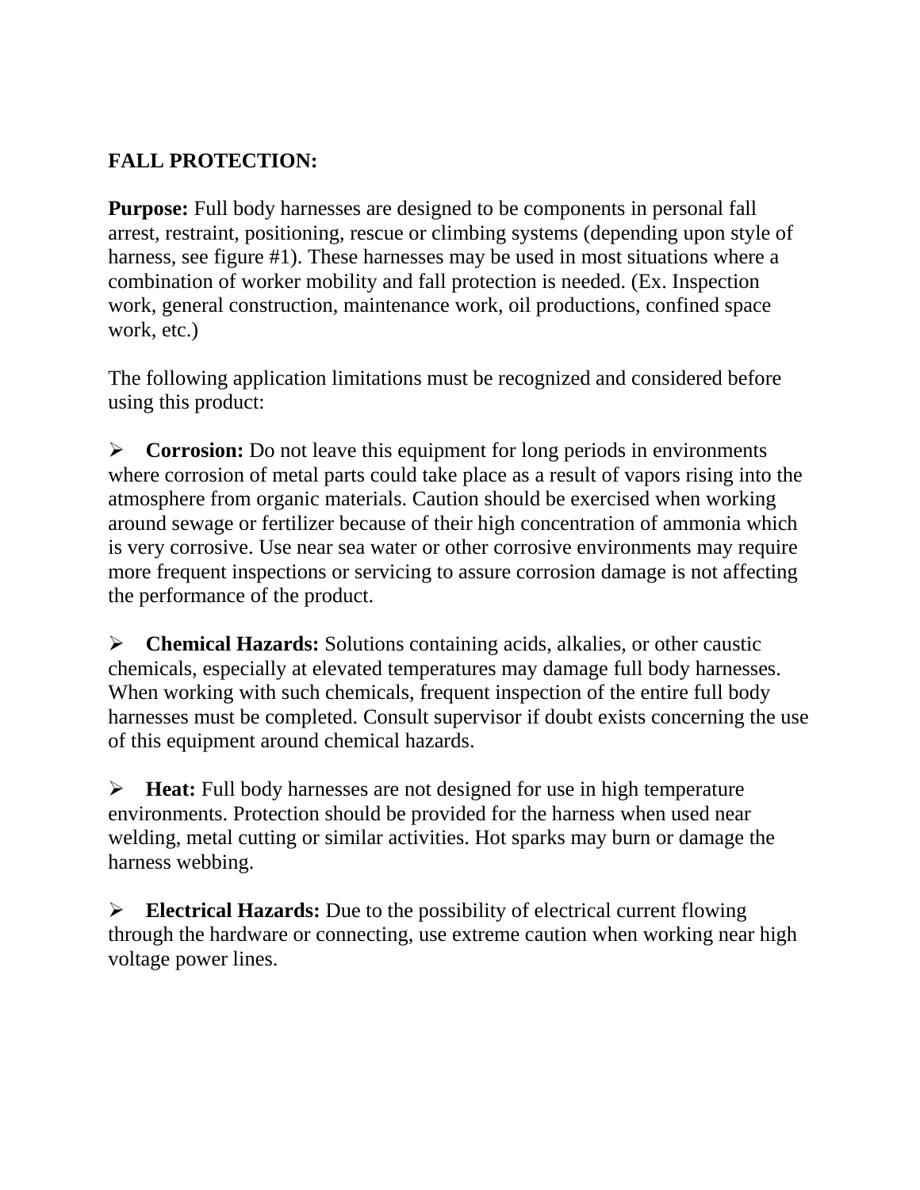**FALL PROTECTION:**

**Purpose:** Full body harnesses are designed to be components in personal fall arrest, restraint, positioning, rescue or climbing systems (depending upon style of harness, see figure #1). These harnesses may be used in most situations where a combination of worker mobility and fall protection is needed. (Ex. Inspection work, general construction, maintenance work, oil productions, confined space work, etc.)

The following application limitations must be recognized and considered before using this product:

- **Corrosion:** Do not leave this equipment for long periods in environments where corrosion of metal parts could take place as a result of vapors rising into the atmosphere from organic materials. Caution should be exercised when working around sewage or fertilizer because of their high concentration of ammonia which is very corrosive. Use near sea water or other corrosive environments may require more frequent inspections or servicing to assure corrosion damage is not affecting the performance of the product.

- **Chemical Hazards:** Solutions containing acids, alkalies, or other caustic chemicals, especially at elevated temperatures may damage full body harnesses. When working with such chemicals, frequent inspection of the entire full body harnesses must be completed. Consult supervisor if doubt exists concerning the use of this equipment around chemical hazards.

- **Heat:** Full body harnesses are not designed for use in high temperature environments. Protection should be provided for the harness when used near welding, metal cutting or similar activities. Hot sparks may burn or damage the harness webbing.

- **Electrical Hazards:** Due to the possibility of electrical current flowing through the hardware or connecting, use extreme caution when working near high voltage power lines.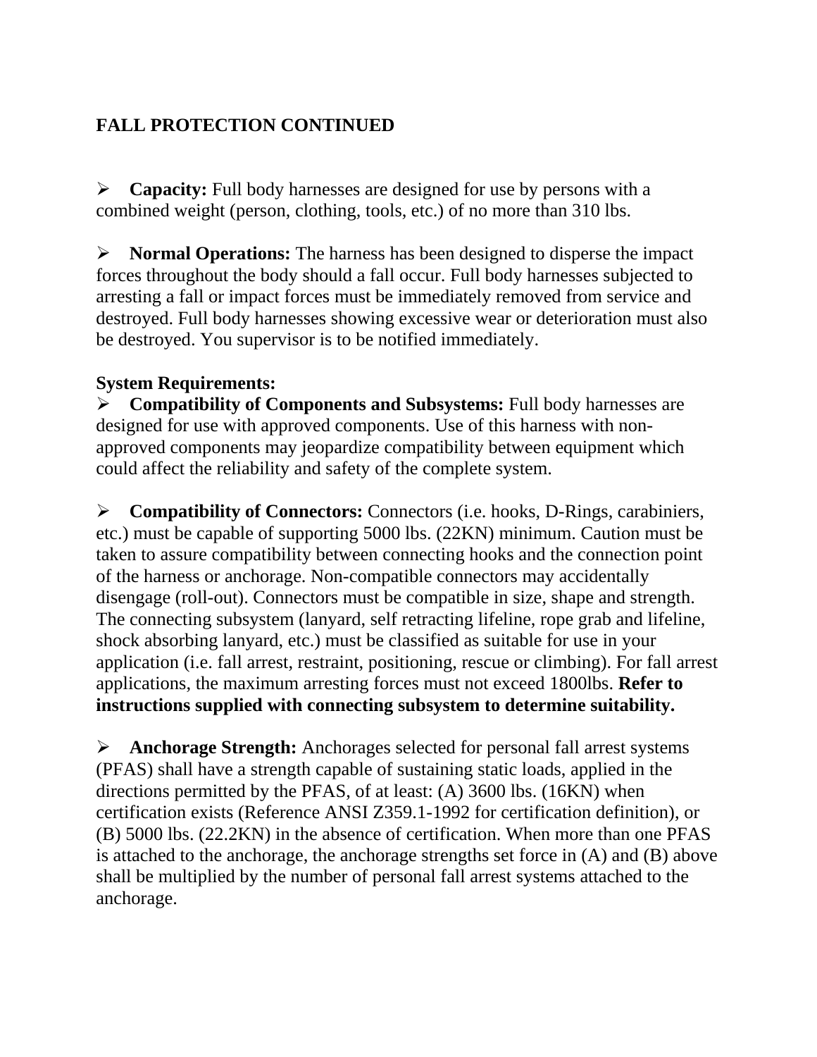## FALL PROTECTION CONTINUED

- **Capacity:** Full body harnesses are designed for use by persons with a combined weight (person, clothing, tools, etc.) of no more than 310 lbs.

- **Normal Operations:** The harness has been designed to disperse the impact forces throughout the body should a fall occur. Full body harnesses subjected to arresting a fall or impact forces must be immediately removed from service and destroyed. Full body harnesses showing excessive wear or deterioration must also be destroyed. You supervisor is to be notified immediately.

**System Requirements:**

- **Compatibility of Components and Subsystems:** Full body harnesses are designed for use with approved components. Use of this harness with non-approved components may jeopardize compatibility between equipment which could affect the reliability and safety of the complete system.

- **Compatibility of Connectors:** Connectors (i.e. hooks, D-Rings, carabiniers, etc.) must be capable of supporting 5000 lbs. (22KN) minimum. Caution must be taken to assure compatibility between connecting hooks and the connection point of the harness or anchorage. Non-compatible connectors may accidentally disengage (roll-out). Connectors must be compatible in size, shape and strength. The connecting subsystem (lanyard, self retracting lifeline, rope grab and lifeline, shock absorbing lanyard, etc.) must be classified as suitable for use in your application (i.e. fall arrest, restraint, positioning, rescue or climbing). For fall arrest applications, the maximum arresting forces must not exceed 1800lbs. **Refer to instructions supplied with connecting subsystem to determine suitability.**

- **Anchorage Strength:** Anchorages selected for personal fall arrest systems (PFAS) shall have a strength capable of sustaining static loads, applied in the directions permitted by the PFAS, of at least: (A) 3600 lbs. (16KN) when certification exists (Reference ANSI Z359.1-1992 for certification definition), or (B) 5000 lbs. (22.2KN) in the absence of certification. When more than one PFAS is attached to the anchorage, the anchorage strengths set force in (A) and (B) above shall be multiplied by the number of personal fall arrest systems attached to the anchorage.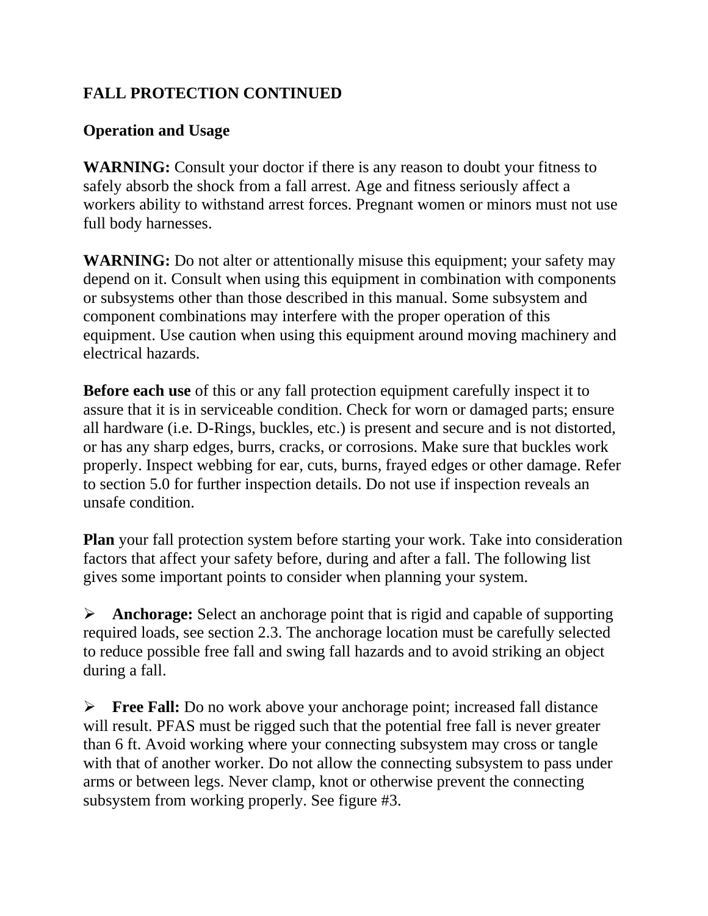## FALL PROTECTION CONTINUED

### Operation and Usage

**WARNING:** Consult your doctor if there is any reason to doubt your fitness to safely absorb the shock from a fall arrest. Age and fitness seriously affect a workers ability to withstand arrest forces. Pregnant women or minors must not use full body harnesses.

**WARNING:** Do not alter or attentionally misuse this equipment; your safety may depend on it. Consult when using this equipment in combination with components or subsystems other than those described in this manual. Some subsystem and component combinations may interfere with the proper operation of this equipment. Use caution when using this equipment around moving machinery and electrical hazards.

**Before each use** of this or any fall protection equipment carefully inspect it to assure that it is in serviceable condition. Check for worn or damaged parts; ensure all hardware (i.e. D-Rings, buckles, etc.) is present and secure and is not distorted, or has any sharp edges, burrs, cracks, or corrosions. Make sure that buckles work properly. Inspect webbing for ear, cuts, burns, frayed edges or other damage. Refer to section 5.0 for further inspection details. Do not use if inspection reveals an unsafe condition.

**Plan** your fall protection system before starting your work. Take into consideration factors that affect your safety before, during and after a fall. The following list gives some important points to consider when planning your system.

- **Anchorage:** Select an anchorage point that is rigid and capable of supporting required loads, see section 2.3. The anchorage location must be carefully selected to reduce possible free fall and swing fall hazards and to avoid striking an object during a fall.

- **Free Fall:** Do no work above your anchorage point; increased fall distance will result. PFAS must be rigged such that the potential free fall is never greater than 6 ft. Avoid working where your connecting subsystem may cross or tangle with that of another worker. Do not allow the connecting subsystem to pass under arms or between legs. Never clamp, knot or otherwise prevent the connecting subsystem from working properly. See figure #3.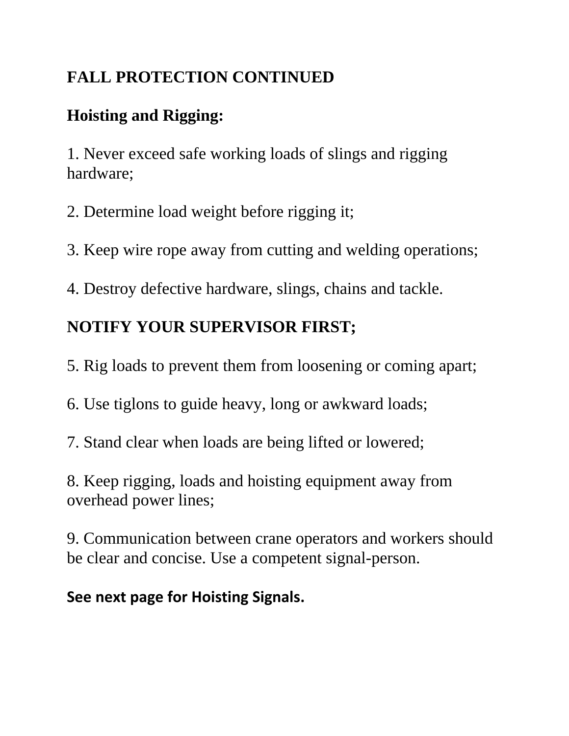## FALL PROTECTION CONTINUED

### Hoisting and Rigging:

1. Never exceed safe working loads of slings and rigging hardware;

2. Determine load weight before rigging it;

3. Keep wire rope away from cutting and welding operations;

4. Destroy defective hardware, slings, chains and tackle.

**NOTIFY YOUR SUPERVISOR FIRST;**

5. Rig loads to prevent them from loosening or coming apart;

6. Use tiglons to guide heavy, long or awkward loads;

7. Stand clear when loads are being lifted or lowered;

8. Keep rigging, loads and hoisting equipment away from overhead power lines;

9. Communication between crane operators and workers should be clear and concise. Use a competent signal-person.

**See next page for Hoisting Signals.**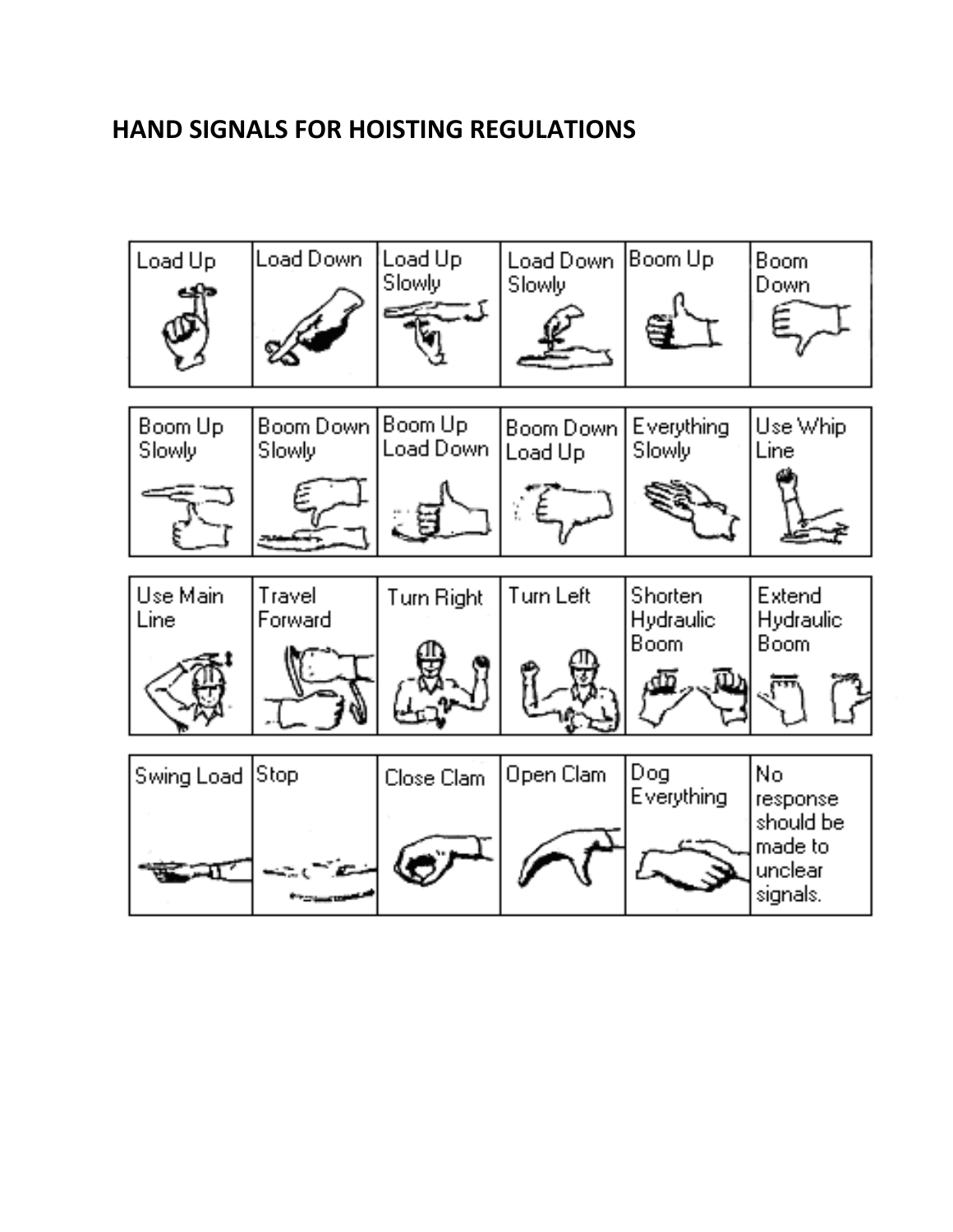# HAND SIGNALS FOR HOISTING REGULATIONS

| | | | | | |
|---|---|---|---|---|---|
| Load Up | Load Down | Load Up Slowly | Load Down Slowly | Boom Up | Boom Down |
| Boom Up Slowly | Boom Down Slowly | Boom Up Load Down | Boom Down Load Up | Everything Slowly | Use Whip Line |
| Use Main Line | Travel Forward | Turn Right | Turn Left | Shorten Hydraulic Boom | Extend Hydraulic Boom |
| Swing Load | Stop | Close Clam | Open Clam | Dog Everything | No response should be made to unclear signals. |